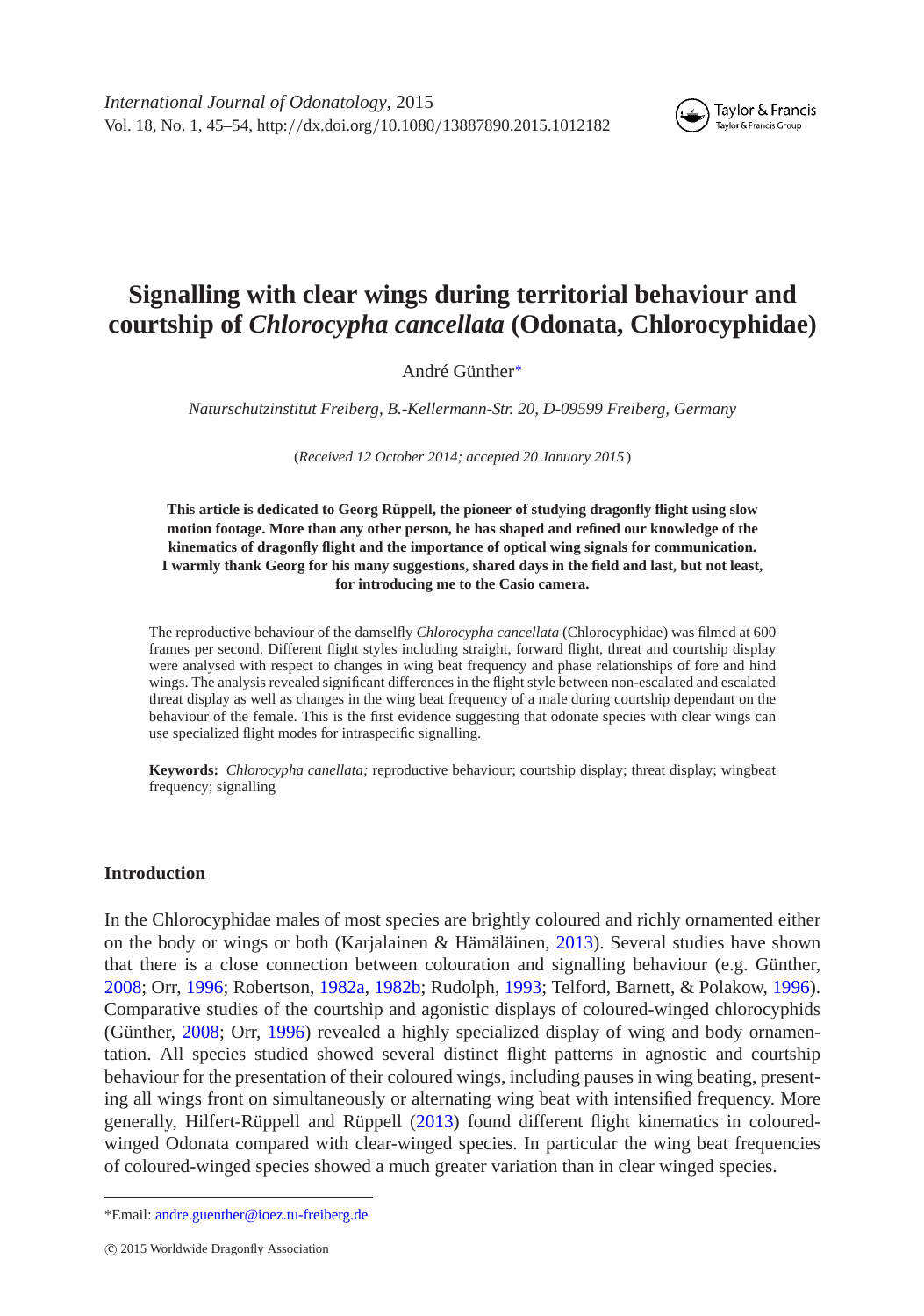# Signalling with clear wings during territorial behaviour and courtship of *Chlorocypha cancellata* (Odonata, Chlorocyphidae)

André Günther*

*Naturschutzinstitut Freiberg, B.-Kellermann-Str. 20, D-09599 Freiberg, Germany*

(*Received 12 October 2014; accepted 20 January 2015*)

**This article is dedicated to Georg Rüppell, the pioneer of studying dragonfly flight using slow motion footage. More than any other person, he has shaped and refined our knowledge of the kinematics of dragonfly flight and the importance of optical wing signals for communication. I warmly thank Georg for his many suggestions, shared days in the field and last, but not least, for introducing me to the Casio camera.**

The reproductive behaviour of the damselfly *Chlorocypha cancellata* (Chlorocyphidae) was filmed at 600 frames per second. Different flight styles including straight, forward flight, threat and courtship display were analysed with respect to changes in wing beat frequency and phase relationships of fore and hind wings. The analysis revealed significant differences in the flight style between non-escalated and escalated threat display as well as changes in the wing beat frequency of a male during courtship dependant on the behaviour of the female. This is the first evidence suggesting that odonate species with clear wings can use specialized flight modes for intraspecific signalling.

**Keywords:** *Chlorocypha canellata;* reproductive behaviour; courtship display; threat display; wingbeat frequency; signalling

## Introduction

In the Chlorocyphidae males of most species are brightly coloured and richly ornamented either on the body or wings or both (Karjalainen & Hämäläinen, 2013). Several studies have shown that there is a close connection between colouration and signalling behaviour (e.g. Günther, 2008; Orr, 1996; Robertson, 1982a, 1982b; Rudolph, 1993; Telford, Barnett, & Polakow, 1996). Comparative studies of the courtship and agonistic displays of coloured-winged chlorocyphids (Günther, 2008; Orr, 1996) revealed a highly specialized display of wing and body ornamentation. All species studied showed several distinct flight patterns in agnostic and courtship behaviour for the presentation of their coloured wings, including pauses in wing beating, presenting all wings front on simultaneously or alternating wing beat with intensified frequency. More generally, Hilfert-Rüppell and Rüppell (2013) found different flight kinematics in coloured-winged Odonata compared with clear-winged species. In particular the wing beat frequencies of coloured-winged species showed a much greater variation than in clear winged species.

*Email: andre.guenther@ioez.tu-freiberg.de

© 2015 Worldwide Dragonfly Association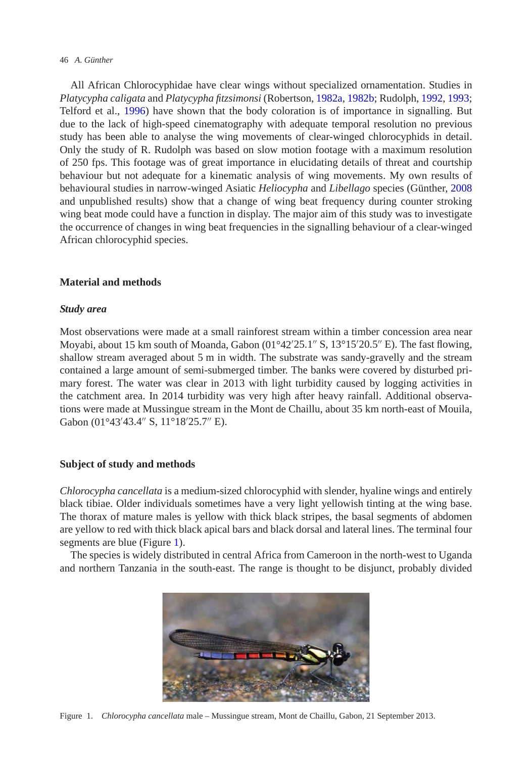All African Chlorocyphidae have clear wings without specialized ornamentation. Studies in *Platycypha caligata* and *Platycypha fitzsimonsi* (Robertson, 1982a, 1982b; Rudolph, 1992, 1993; Telford et al., 1996) have shown that the body coloration is of importance in signalling. But due to the lack of high-speed cinematography with adequate temporal resolution no previous study has been able to analyse the wing movements of clear-winged chlorocyphids in detail. Only the study of R. Rudolph was based on slow motion footage with a maximum resolution of 250 fps. This footage was of great importance in elucidating details of threat and courtship behaviour but not adequate for a kinematic analysis of wing movements. My own results of behavioural studies in narrow-winged Asiatic *Heliocypha* and *Libellago* species (Günther, 2008 and unpublished results) show that a change of wing beat frequency during counter stroking wing beat mode could have a function in display. The major aim of this study was to investigate the occurrence of changes in wing beat frequencies in the signalling behaviour of a clear-winged African chlorocyphid species.

## Material and methods

### *Study area*

Most observations were made at a small rainforest stream within a timber concession area near Moyabi, about 15 km south of Moanda, Gabon (01°42′25.1″ S, 13°15′20.5″ E). The fast flowing, shallow stream averaged about 5 m in width. The substrate was sandy-gravelly and the stream contained a large amount of semi-submerged timber. The banks were covered by disturbed primary forest. The water was clear in 2013 with light turbidity caused by logging activities in the catchment area. In 2014 turbidity was very high after heavy rainfall. Additional observations were made at Mussingue stream in the Mont de Chaillu, about 35 km north-east of Mouila, Gabon (01°43′43.4″ S, 11°18′25.7″ E).

### Subject of study and methods

*Chlorocypha cancellata* is a medium-sized chlorocyphid with slender, hyaline wings and entirely black tibiae. Older individuals sometimes have a very light yellowish tinting at the wing base. The thorax of mature males is yellow with thick black stripes, the basal segments of abdomen are yellow to red with thick black apical bars and black dorsal and lateral lines. The terminal four segments are blue (Figure 1).

The species is widely distributed in central Africa from Cameroon in the north-west to Uganda and northern Tanzania in the south-east. The range is thought to be disjunct, probably divided

Figure 1. *Chlorocypha cancellata* male – Mussingue stream, Mont de Chaillu, Gabon, 21 September 2013.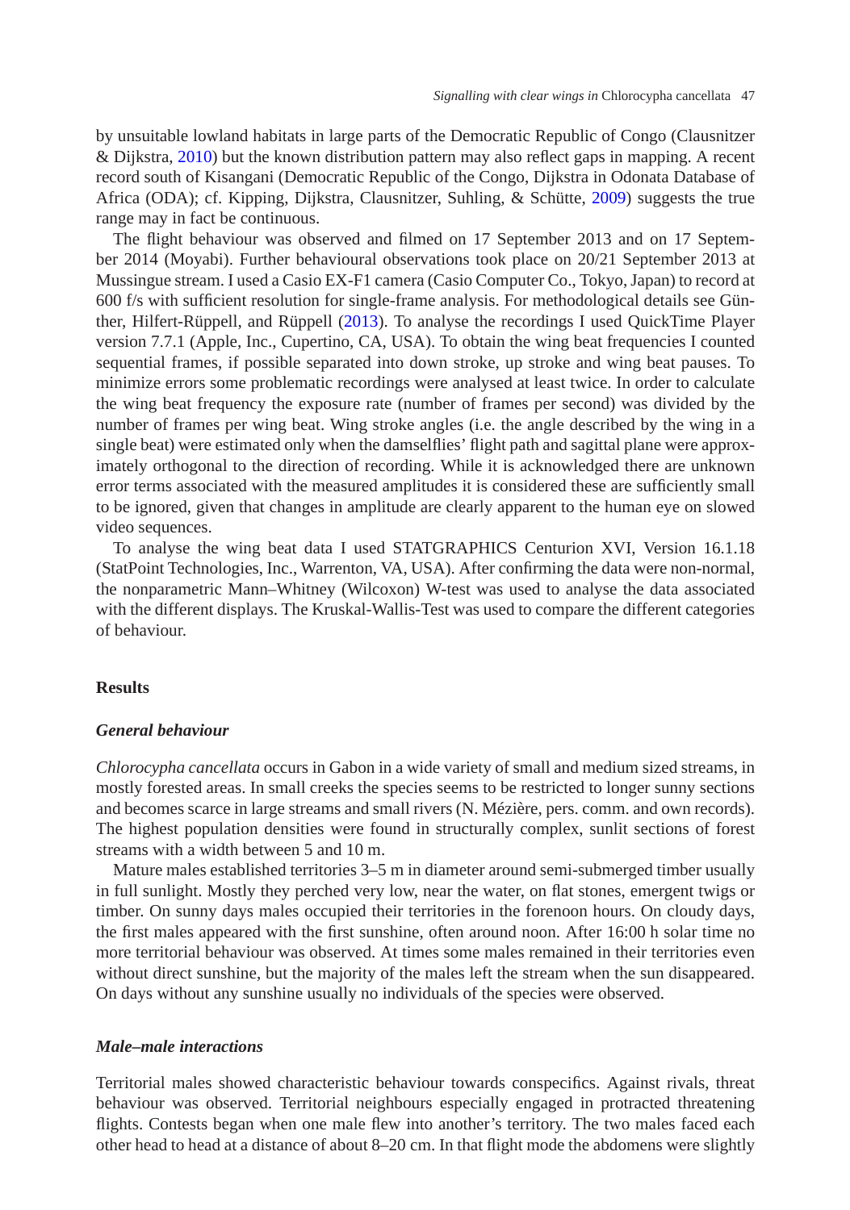by unsuitable lowland habitats in large parts of the Democratic Republic of Congo (Clausnitzer & Dijkstra, 2010) but the known distribution pattern may also reflect gaps in mapping. A recent record south of Kisangani (Democratic Republic of the Congo, Dijkstra in Odonata Database of Africa (ODA); cf. Kipping, Dijkstra, Clausnitzer, Suhling, & Schütte, 2009) suggests the true range may in fact be continuous.

The flight behaviour was observed and filmed on 17 September 2013 and on 17 September 2014 (Moyabi). Further behavioural observations took place on 20/21 September 2013 at Mussingue stream. I used a Casio EX-F1 camera (Casio Computer Co., Tokyo, Japan) to record at 600 f/s with sufficient resolution for single-frame analysis. For methodological details see Günther, Hilfert-Rüppell, and Rüppell (2013). To analyse the recordings I used QuickTime Player version 7.7.1 (Apple, Inc., Cupertino, CA, USA). To obtain the wing beat frequencies I counted sequential frames, if possible separated into down stroke, up stroke and wing beat pauses. To minimize errors some problematic recordings were analysed at least twice. In order to calculate the wing beat frequency the exposure rate (number of frames per second) was divided by the number of frames per wing beat. Wing stroke angles (i.e. the angle described by the wing in a single beat) were estimated only when the damselflies' flight path and sagittal plane were approximately orthogonal to the direction of recording. While it is acknowledged there are unknown error terms associated with the measured amplitudes it is considered these are sufficiently small to be ignored, given that changes in amplitude are clearly apparent to the human eye on slowed video sequences.

To analyse the wing beat data I used STATGRAPHICS Centurion XVI, Version 16.1.18 (StatPoint Technologies, Inc., Warrenton, VA, USA). After confirming the data were non-normal, the nonparametric Mann–Whitney (Wilcoxon) W-test was used to analyse the data associated with the different displays. The Kruskal-Wallis-Test was used to compare the different categories of behaviour.

## Results

### *General behaviour*

*Chlorocypha cancellata* occurs in Gabon in a wide variety of small and medium sized streams, in mostly forested areas. In small creeks the species seems to be restricted to longer sunny sections and becomes scarce in large streams and small rivers (N. Mézière, pers. comm. and own records). The highest population densities were found in structurally complex, sunlit sections of forest streams with a width between 5 and 10 m.

Mature males established territories 3–5 m in diameter around semi-submerged timber usually in full sunlight. Mostly they perched very low, near the water, on flat stones, emergent twigs or timber. On sunny days males occupied their territories in the forenoon hours. On cloudy days, the first males appeared with the first sunshine, often around noon. After 16:00 h solar time no more territorial behaviour was observed. At times some males remained in their territories even without direct sunshine, but the majority of the males left the stream when the sun disappeared. On days without any sunshine usually no individuals of the species were observed.

### *Male–male interactions*

Territorial males showed characteristic behaviour towards conspecifics. Against rivals, threat behaviour was observed. Territorial neighbours especially engaged in protracted threatening flights. Contests began when one male flew into another's territory. The two males faced each other head to head at a distance of about 8–20 cm. In that flight mode the abdomens were slightly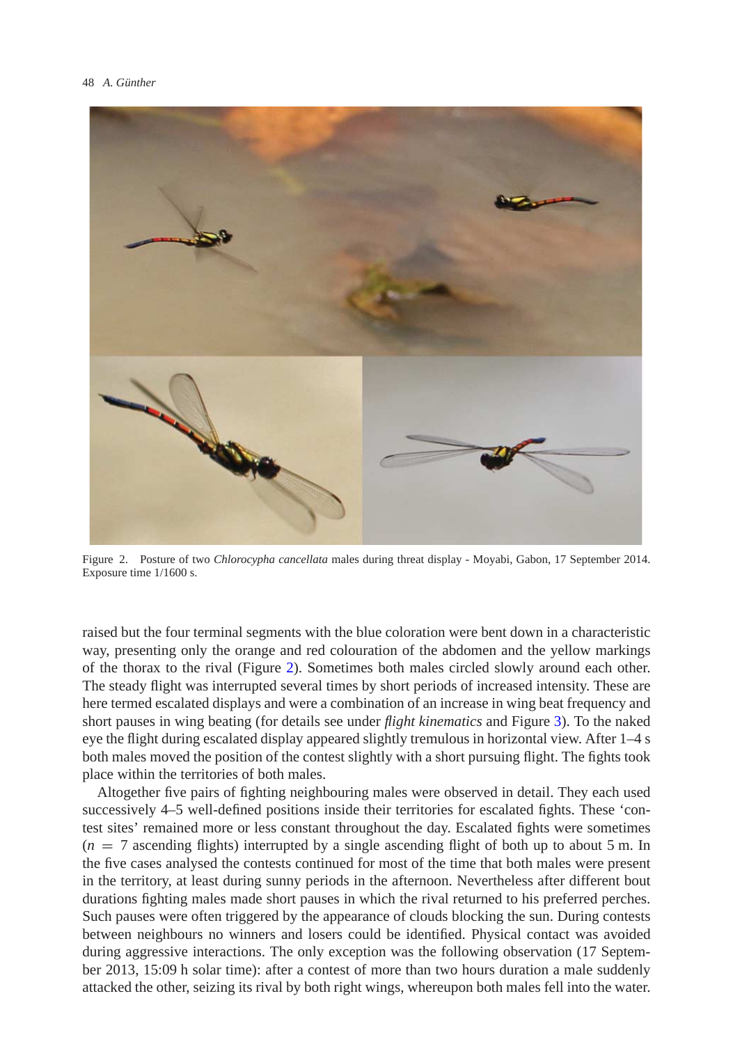Figure 2. Posture of two *Chlorocypha cancellata* males during threat display - Moyabi, Gabon, 17 September 2014. Exposure time 1/1600 s.

raised but the four terminal segments with the blue coloration were bent down in a characteristic way, presenting only the orange and red colouration of the abdomen and the yellow markings of the thorax to the rival (Figure 2). Sometimes both males circled slowly around each other. The steady flight was interrupted several times by short periods of increased intensity. These are here termed escalated displays and were a combination of an increase in wing beat frequency and short pauses in wing beating (for details see under *flight kinematics* and Figure 3). To the naked eye the flight during escalated display appeared slightly tremulous in horizontal view. After 1–4 s both males moved the position of the contest slightly with a short pursuing flight. The fights took place within the territories of both males.

Altogether five pairs of fighting neighbouring males were observed in detail. They each used successively 4–5 well-defined positions inside their territories for escalated fights. These 'contest sites' remained more or less constant throughout the day. Escalated fights were sometimes ($n = 7$ ascending flights) interrupted by a single ascending flight of both up to about 5 m. In the five cases analysed the contests continued for most of the time that both males were present in the territory, at least during sunny periods in the afternoon. Nevertheless after different bout durations fighting males made short pauses in which the rival returned to his preferred perches. Such pauses were often triggered by the appearance of clouds blocking the sun. During contests between neighbours no winners and losers could be identified. Physical contact was avoided during aggressive interactions. The only exception was the following observation (17 September 2013, 15:09 h solar time): after a contest of more than two hours duration a male suddenly attacked the other, seizing its rival by both right wings, whereupon both males fell into the water.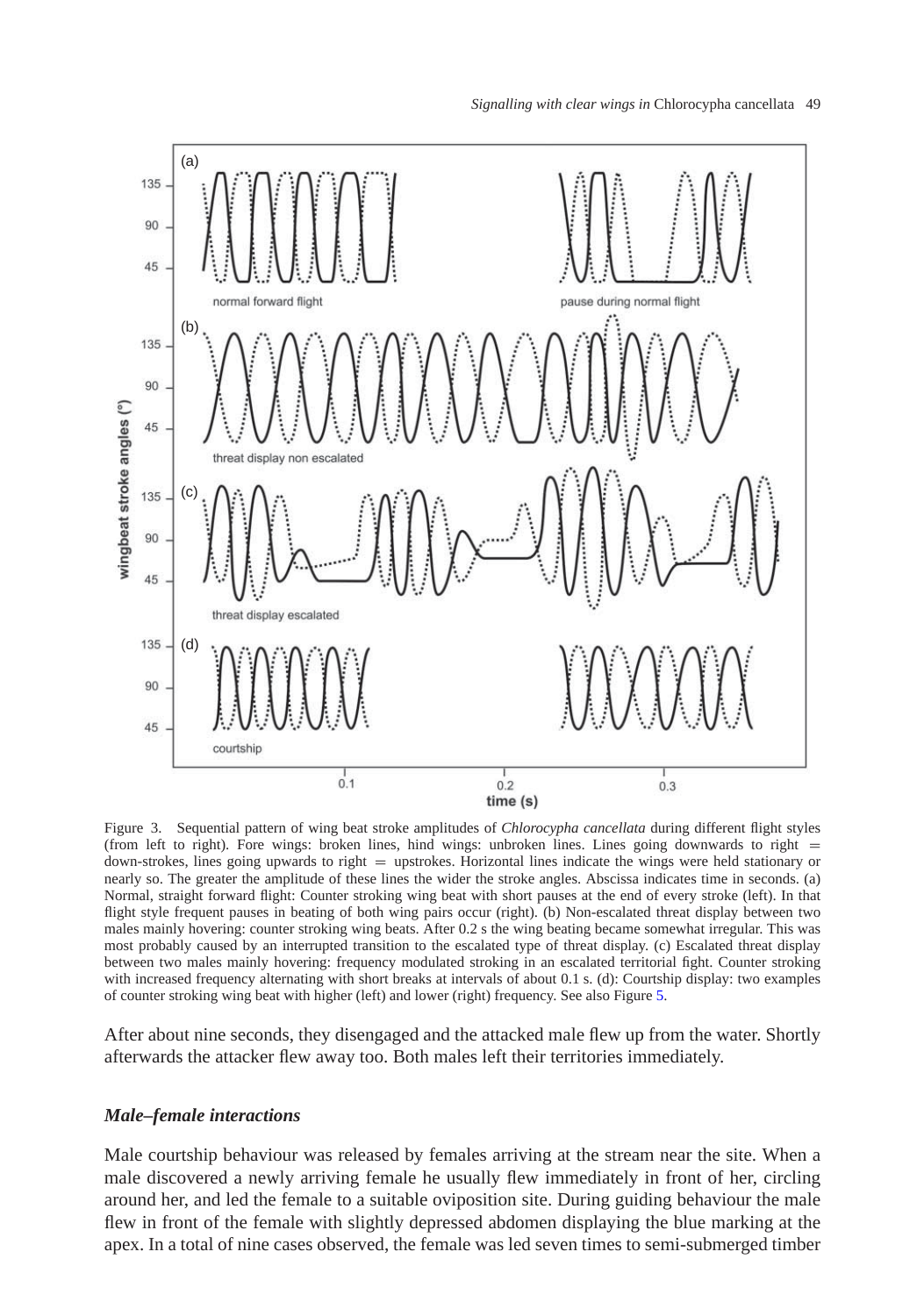Figure 3. Sequential pattern of wing beat stroke amplitudes of *Chlorocypha cancellata* during different flight styles (from left to right). Fore wings: broken lines, hind wings: unbroken lines. Lines going downwards to right = down-strokes, lines going upwards to right = upstrokes. Horizontal lines indicate the wings were held stationary or nearly so. The greater the amplitude of these lines the wider the stroke angles. Abscissa indicates time in seconds. (a) Normal, straight forward flight: Counter stroking wing beat with short pauses at the end of every stroke (left). In that flight style frequent pauses in beating of both wing pairs occur (right). (b) Non-escalated threat display between two males mainly hovering: counter stroking wing beats. After 0.2 s the wing beating became somewhat irregular. This was most probably caused by an interrupted transition to the escalated type of threat display. (c) Escalated threat display between two males mainly hovering: frequency modulated stroking in an escalated territorial fight. Counter stroking with increased frequency alternating with short breaks at intervals of about 0.1 s. (d): Courtship display: two examples of counter stroking wing beat with higher (left) and lower (right) frequency. See also Figure 5.

After about nine seconds, they disengaged and the attacked male flew up from the water. Shortly afterwards the attacker flew away too. Both males left their territories immediately.

### *Male–female interactions*

Male courtship behaviour was released by females arriving at the stream near the site. When a male discovered a newly arriving female he usually flew immediately in front of her, circling around her, and led the female to a suitable oviposition site. During guiding behaviour the male flew in front of the female with slightly depressed abdomen displaying the blue marking at the apex. In a total of nine cases observed, the female was led seven times to semi-submerged timber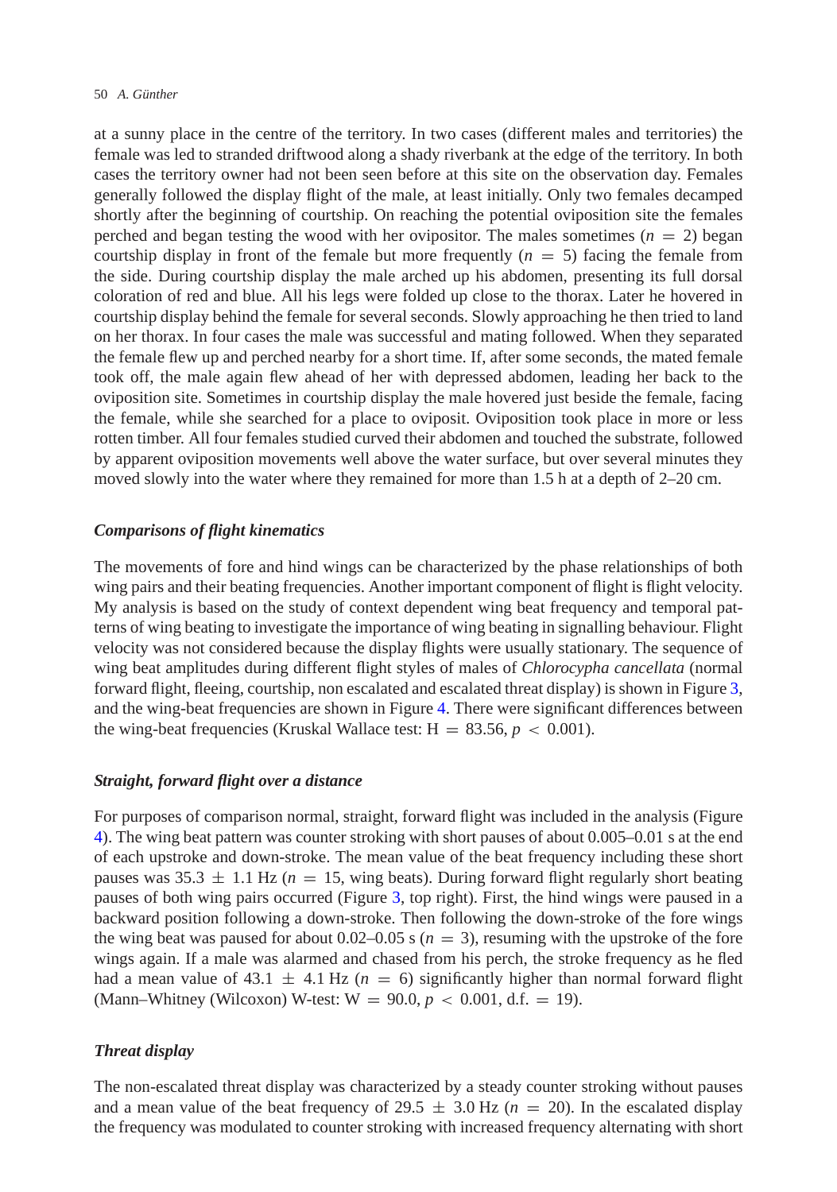at a sunny place in the centre of the territory. In two cases (different males and territories) the female was led to stranded driftwood along a shady riverbank at the edge of the territory. In both cases the territory owner had not been seen before at this site on the observation day. Females generally followed the display flight of the male, at least initially. Only two females decamped shortly after the beginning of courtship. On reaching the potential oviposition site the females perched and began testing the wood with her ovipositor. The males sometimes ($n = 2$) began courtship display in front of the female but more frequently ($n = 5$) facing the female from the side. During courtship display the male arched up his abdomen, presenting its full dorsal coloration of red and blue. All his legs were folded up close to the thorax. Later he hovered in courtship display behind the female for several seconds. Slowly approaching he then tried to land on her thorax. In four cases the male was successful and mating followed. When they separated the female flew up and perched nearby for a short time. If, after some seconds, the mated female took off, the male again flew ahead of her with depressed abdomen, leading her back to the oviposition site. Sometimes in courtship display the male hovered just beside the female, facing the female, while she searched for a place to oviposit. Oviposition took place in more or less rotten timber. All four females studied curved their abdomen and touched the substrate, followed by apparent oviposition movements well above the water surface, but over several minutes they moved slowly into the water where they remained for more than 1.5 h at a depth of 2–20 cm.

### *Comparisons of flight kinematics*

The movements of fore and hind wings can be characterized by the phase relationships of both wing pairs and their beating frequencies. Another important component of flight is flight velocity. My analysis is based on the study of context dependent wing beat frequency and temporal patterns of wing beating to investigate the importance of wing beating in signalling behaviour. Flight velocity was not considered because the display flights were usually stationary. The sequence of wing beat amplitudes during different flight styles of males of *Chlorocypha cancellata* (normal forward flight, fleeing, courtship, non escalated and escalated threat display) is shown in Figure 3, and the wing-beat frequencies are shown in Figure 4. There were significant differences between the wing-beat frequencies (Kruskal Wallace test: $H = 83.56$, $p < 0.001$).

### *Straight, forward flight over a distance*

For purposes of comparison normal, straight, forward flight was included in the analysis (Figure 4). The wing beat pattern was counter stroking with short pauses of about 0.005–0.01 s at the end of each upstroke and down-stroke. The mean value of the beat frequency including these short pauses was $35.3 \pm 1.1$ Hz ($n = 15$, wing beats). During forward flight regularly short beating pauses of both wing pairs occurred (Figure 3, top right). First, the hind wings were paused in a backward position following a down-stroke. Then following the down-stroke of the fore wings the wing beat was paused for about 0.02–0.05 s ($n = 3$), resuming with the upstroke of the fore wings again. If a male was alarmed and chased from his perch, the stroke frequency as he fled had a mean value of $43.1 \pm 4.1$ Hz ($n = 6$) significantly higher than normal forward flight (Mann–Whitney (Wilcoxon) W-test: $W = 90.0$, $p < 0.001$, d.f. $= 19$).

### *Threat display*

The non-escalated threat display was characterized by a steady counter stroking without pauses and a mean value of the beat frequency of $29.5 \pm 3.0$ Hz ($n = 20$). In the escalated display the frequency was modulated to counter stroking with increased frequency alternating with short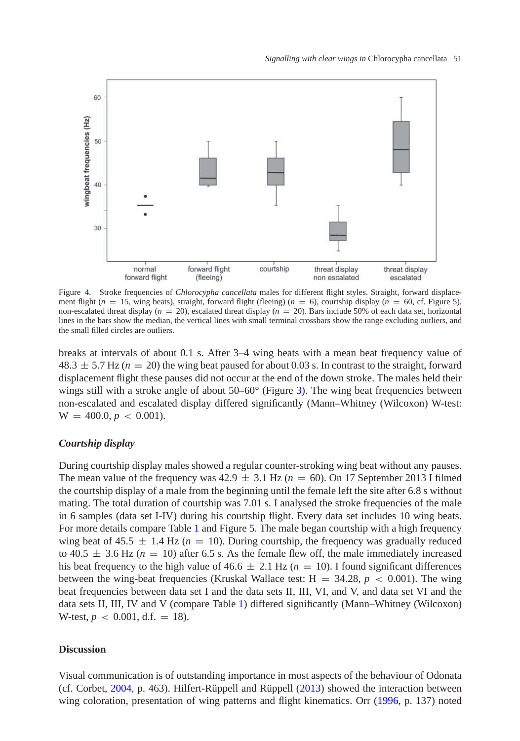Figure 4. Stroke frequencies of *Chlorocypha cancellata* males for different flight styles. Straight, forward displacement flight ($n$ = 15, wing beats), straight, forward flight (fleeing) ($n$ = 6), courtship display ($n$ = 60, cf. Figure 5), non-escalated threat display ($n$ = 20), escalated threat display ($n$ = 20). Bars include 50% of each data set, horizontal lines in the bars show the median, the vertical lines with small terminal crossbars show the range excluding outliers, and the small filled circles are outliers.

breaks at intervals of about 0.1 s. After 3–4 wing beats with a mean beat frequency value of 48.3 ± 5.7 Hz ($n$ = 20) the wing beat paused for about 0.03 s. In contrast to the straight, forward displacement flight these pauses did not occur at the end of the down stroke. The males held their wings still with a stroke angle of about 50–60° (Figure 3). The wing beat frequencies between non-escalated and escalated display differed significantly (Mann–Whitney (Wilcoxon) W-test: W = 400.0, $p < 0.001$).

### Courtship display

During courtship display males showed a regular counter-stroking wing beat without any pauses. The mean value of the frequency was 42.9 ± 3.1 Hz ($n$ = 60). On 17 September 2013 I filmed the courtship display of a male from the beginning until the female left the site after 6.8 s without mating. The total duration of courtship was 7.01 s. I analysed the stroke frequencies of the male in 6 samples (data set I-IV) during his courtship flight. Every data set includes 10 wing beats. For more details compare Table 1 and Figure 5. The male began courtship with a high frequency wing beat of 45.5 ± 1.4 Hz ($n$ = 10). During courtship, the frequency was gradually reduced to 40.5 ± 3.6 Hz ($n$ = 10) after 6.5 s. As the female flew off, the male immediately increased his beat frequency to the high value of 46.6 ± 2.1 Hz ($n$ = 10). I found significant differences between the wing-beat frequencies (Kruskal Wallace test: H = 34.28, $p < 0.001$). The wing beat frequencies between data set I and the data sets II, III, VI, and V, and data set VI and the data sets II, III, IV and V (compare Table 1) differed significantly (Mann–Whitney (Wilcoxon) W-test, $p < 0.001$, d.f. = 18).

## Discussion

Visual communication is of outstanding importance in most aspects of the behaviour of Odonata (cf. Corbet, 2004, p. 463). Hilfert-Rüppell and Rüppell (2013) showed the interaction between wing coloration, presentation of wing patterns and flight kinematics. Orr (1996, p. 137) noted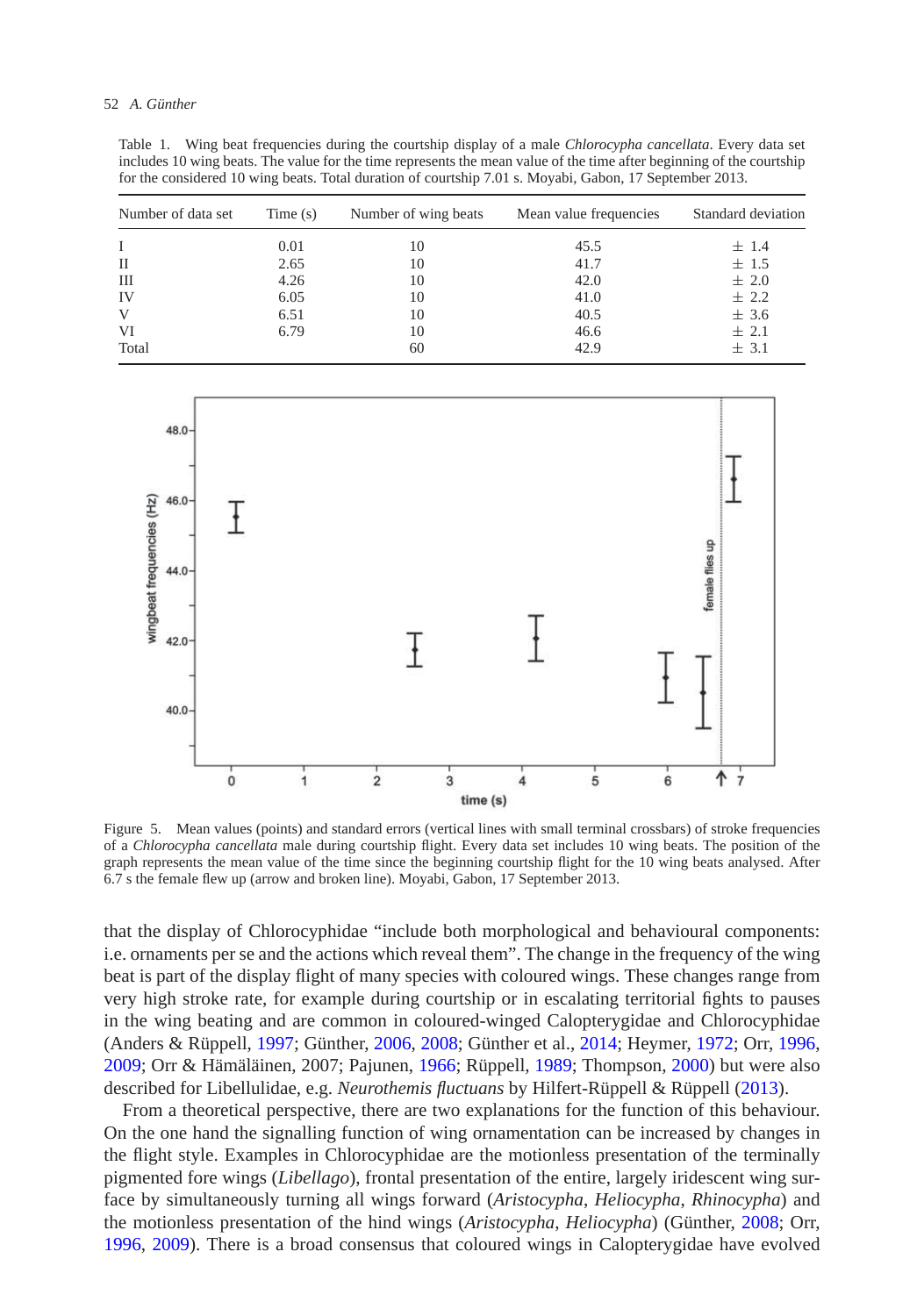Table 1. Wing beat frequencies during the courtship display of a male *Chlorocypha cancellata*. Every data set includes 10 wing beats. The value for the time represents the mean value of the time after beginning of the courtship for the considered 10 wing beats. Total duration of courtship 7.01 s. Moyabi, Gabon, 17 September 2013.

| Number of data set | Time (s) | Number of wing beats | Mean value frequencies | Standard deviation |
|---|---|---|---|---|
| I | 0.01 | 10 | 45.5 | ± 1.4 |
| II | 2.65 | 10 | 41.7 | ± 1.5 |
| III | 4.26 | 10 | 42.0 | ± 2.0 |
| IV | 6.05 | 10 | 41.0 | ± 2.2 |
| V | 6.51 | 10 | 40.5 | ± 3.6 |
| VI | 6.79 | 10 | 46.6 | ± 2.1 |
| Total | | 60 | 42.9 | ± 3.1 |

Figure 5. Mean values (points) and standard errors (vertical lines with small terminal crossbars) of stroke frequencies of a *Chlorocypha cancellata* male during courtship flight. Every data set includes 10 wing beats. The position of the graph represents the mean value of the time since the beginning courtship flight for the 10 wing beats analysed. After 6.7 s the female flew up (arrow and broken line). Moyabi, Gabon, 17 September 2013.

that the display of Chlorocyphidae "include both morphological and behavioural components: i.e. ornaments per se and the actions which reveal them". The change in the frequency of the wing beat is part of the display flight of many species with coloured wings. These changes range from very high stroke rate, for example during courtship or in escalating territorial fights to pauses in the wing beating and are common in coloured-winged Calopterygidae and Chlorocyphidae (Anders & Rüppell, 1997; Günther, 2006, 2008; Günther et al., 2014; Heymer, 1972; Orr, 1996, 2009; Orr & Hämäläinen, 2007; Pajunen, 1966; Rüppell, 1989; Thompson, 2000) but were also described for Libellulidae, e.g. *Neurothemis fluctuans* by Hilfert-Rüppell & Rüppell (2013).

From a theoretical perspective, there are two explanations for the function of this behaviour. On the one hand the signalling function of wing ornamentation can be increased by changes in the flight style. Examples in Chlorocyphidae are the motionless presentation of the terminally pigmented fore wings (*Libellago*), frontal presentation of the entire, largely iridescent wing surface by simultaneously turning all wings forward (*Aristocypha*, *Heliocypha*, *Rhinocypha*) and the motionless presentation of the hind wings (*Aristocypha*, *Heliocypha*) (Günther, 2008; Orr, 1996, 2009). There is a broad consensus that coloured wings in Calopterygidae have evolved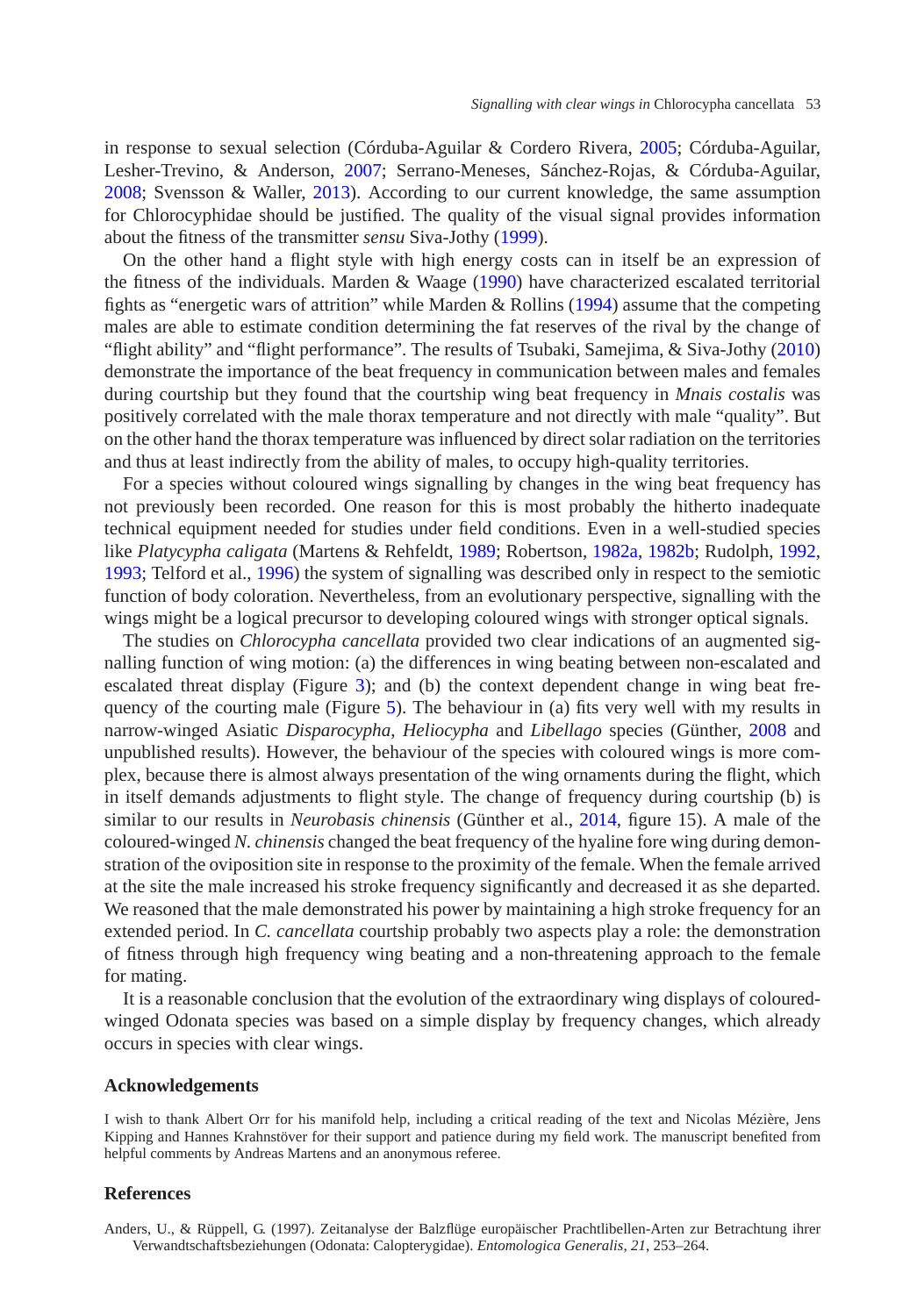in response to sexual selection (Córduba-Aguilar & Cordero Rivera, 2005; Córduba-Aguilar, Lesher-Trevino, & Anderson, 2007; Serrano-Meneses, Sánchez-Rojas, & Córduba-Aguilar, 2008; Svensson & Waller, 2013). According to our current knowledge, the same assumption for Chlorocyphidae should be justified. The quality of the visual signal provides information about the fitness of the transmitter *sensu* Siva-Jothy (1999).

On the other hand a flight style with high energy costs can in itself be an expression of the fitness of the individuals. Marden & Waage (1990) have characterized escalated territorial fights as "energetic wars of attrition" while Marden & Rollins (1994) assume that the competing males are able to estimate condition determining the fat reserves of the rival by the change of "flight ability" and "flight performance". The results of Tsubaki, Samejima, & Siva-Jothy (2010) demonstrate the importance of the beat frequency in communication between males and females during courtship but they found that the courtship wing beat frequency in *Mnais costalis* was positively correlated with the male thorax temperature and not directly with male "quality". But on the other hand the thorax temperature was influenced by direct solar radiation on the territories and thus at least indirectly from the ability of males, to occupy high-quality territories.

For a species without coloured wings signalling by changes in the wing beat frequency has not previously been recorded. One reason for this is most probably the hitherto inadequate technical equipment needed for studies under field conditions. Even in a well-studied species like *Platycypha caligata* (Martens & Rehfeldt, 1989; Robertson, 1982a, 1982b; Rudolph, 1992, 1993; Telford et al., 1996) the system of signalling was described only in respect to the semiotic function of body coloration. Nevertheless, from an evolutionary perspective, signalling with the wings might be a logical precursor to developing coloured wings with stronger optical signals.

The studies on *Chlorocypha cancellata* provided two clear indications of an augmented signalling function of wing motion: (a) the differences in wing beating between non-escalated and escalated threat display (Figure 3); and (b) the context dependent change in wing beat frequency of the courting male (Figure 5). The behaviour in (a) fits very well with my results in narrow-winged Asiatic *Disparocypha*, *Heliocypha* and *Libellago* species (Günther, 2008 and unpublished results). However, the behaviour of the species with coloured wings is more complex, because there is almost always presentation of the wing ornaments during the flight, which in itself demands adjustments to flight style. The change of frequency during courtship (b) is similar to our results in *Neurobasis chinensis* (Günther et al., 2014, figure 15). A male of the coloured-winged *N. chinensis* changed the beat frequency of the hyaline fore wing during demonstration of the oviposition site in response to the proximity of the female. When the female arrived at the site the male increased his stroke frequency significantly and decreased it as she departed. We reasoned that the male demonstrated his power by maintaining a high stroke frequency for an extended period. In *C. cancellata* courtship probably two aspects play a role: the demonstration of fitness through high frequency wing beating and a non-threatening approach to the female for mating.

It is a reasonable conclusion that the evolution of the extraordinary wing displays of coloured-winged Odonata species was based on a simple display by frequency changes, which already occurs in species with clear wings.

## Acknowledgements

I wish to thank Albert Orr for his manifold help, including a critical reading of the text and Nicolas Mézière, Jens Kipping and Hannes Krahnstöver for their support and patience during my field work. The manuscript benefited from helpful comments by Andreas Martens and an anonymous referee.

## References

Anders, U., & Rüppell, G. (1997). Zeitanalyse der Balzflüge europäischer Prachtlibellen-Arten zur Betrachtung ihrer Verwandtschaftsbeziehungen (Odonata: Calopterygidae). *Entomologica Generalis*, *21*, 253–264.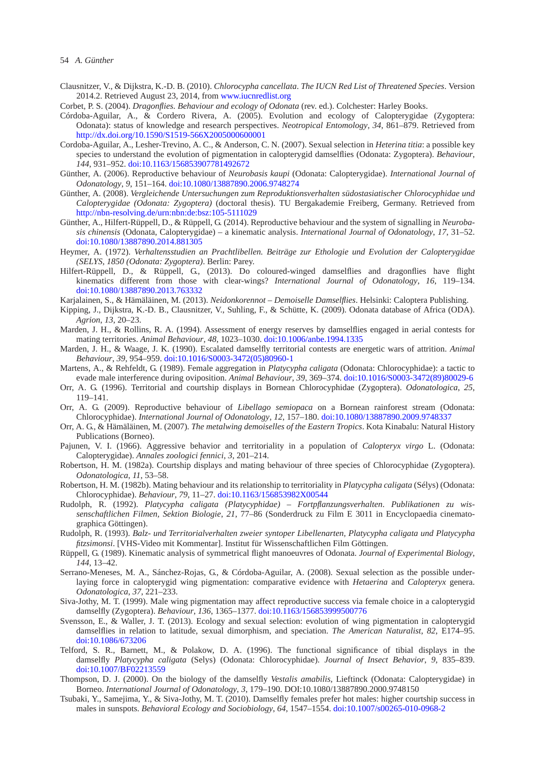Clausnitzer, V., & Dijkstra, K.-D. B. (2010). *Chlorocypha cancellata*. *The IUCN Red List of Threatened Species*. Version 2014.2. Retrieved August 23, 2014, from www.iucnredlist.org

Corbet, P. S. (2004). *Dragonflies. Behaviour and ecology of Odonata* (rev. ed.). Colchester: Harley Books.

Córdoba-Aguilar, A., & Cordero Rivera, A. (2005). Evolution and ecology of Calopterygidae (Zygoptera: Odonata): status of knowledge and research perspectives. *Neotropical Entomology*, *34*, 861–879. Retrieved from http://dx.doi.org/10.1590/S1519-566X2005000600001

Cordoba-Aguilar, A., Lesher-Trevino, A. C., & Anderson, C. N. (2007). Sexual selection in *Heterina titia*: a possible key species to understand the evolution of pigmentation in calopterygid damselflies (Odonata: Zygoptera). *Behaviour*, *144*, 931–952. doi:10.1163/156853907781492672

Günther, A. (2006). Reproductive behaviour of *Neurobasis kaupi* (Odonata: Calopterygidae). *International Journal of Odonatology*, *9*, 151–164. doi:10.1080/13887890.2006.9748274

Günther, A. (2008). *Vergleichende Untersuchungen zum Reproduktionsverhalten südostasiatischer Chlorocyphidae und Calopterygidae (Odonata: Zygoptera)* (doctoral thesis). TU Bergakademie Freiberg, Germany. Retrieved from http://nbn-resolving.de/urn:nbn:de:bsz:105-5111029

Günther, A., Hilfert-Rüppell, D., & Rüppell, G. (2014). Reproductive behaviour and the system of signalling in *Neurobasis chinensis* (Odonata, Calopterygidae) – a kinematic analysis. *International Journal of Odonatology*, *17*, 31–52. doi:10.1080/13887890.2014.881305

Heymer, A. (1972). *Verhaltensstudien an Prachtlibellen. Beiträge zur Ethologie und Evolution der Calopterygidae (SELYS, 1850 (Odonata: Zygoptera)*. Berlin: Parey.

Hilfert-Rüppell, D., & Rüppell, G., (2013). Do coloured-winged damselflies and dragonflies have flight kinematics different from those with clear-wings? *International Journal of Odonatology*, *16*, 119–134. doi:10.1080/13887890.2013.763332

Karjalainen, S., & Hämäläinen, M. (2013). *Neidonkorennot – Demoiselle Damselflies*. Helsinki: Caloptera Publishing.

Kipping, J., Dijkstra, K.-D. B., Clausnitzer, V., Suhling, F., & Schütte, K. (2009). Odonata database of Africa (ODA). *Agrion*, *13*, 20–23.

Marden, J. H., & Rollins, R. A. (1994). Assessment of energy reserves by damselflies engaged in aerial contests for mating territories. *Animal Behaviour*, *48*, 1023–1030. doi:10.1006/anbe.1994.1335

Marden, J. H., & Waage, J. K. (1990). Escalated damselfly territorial contests are energetic wars of attrition. *Animal Behaviour*, *39*, 954–959. doi:10.1016/S0003-3472(05)80960-1

Martens, A., & Rehfeldt, G. (1989). Female aggregation in *Platycypha caligata* (Odonata: Chlorocyphidae): a tactic to evade male interference during oviposition. *Animal Behaviour*, *39*, 369–374. doi:10.1016/S0003-3472(89)80029-6

Orr, A. G. (1996). Territorial and courtship displays in Bornean Chlorocyphidae (Zygoptera). *Odonatologica*, *25*, 119–141.

Orr, A. G. (2009). Reproductive behaviour of *Libellago semiopaca* on a Bornean rainforest stream (Odonata: Chlorocyphidae). *International Journal of Odonatology*, *12*, 157–180. doi:10.1080/13887890.2009.9748337

Orr, A. G., & Hämäläinen, M. (2007). *The metalwing demoiselles of the Eastern Tropics*. Kota Kinabalu: Natural History Publications (Borneo).

Pajunen, V. I. (1966). Aggressive behavior and territoriality in a population of *Calopteryx virgo* L. (Odonata: Calopterygidae). *Annales zoologici fennici*, *3*, 201–214.

Robertson, H. M. (1982a). Courtship displays and mating behaviour of three species of Chlorocyphidae (Zygoptera). *Odonatologica*, *11*, 53–58.

Robertson, H. M. (1982b). Mating behaviour and its relationship to territoriality in *Platycypha caligata* (Sélys) (Odonata: Chlorocyphidae). *Behaviour*, *79*, 11–27. doi:10.1163/156853982X00544

Rudolph, R. (1992). *Platycypha caligata (Platycyphidae) – Fortpflanzungsverhalten*. *Publikationen zu wissenschaftlichen Filmen, Sektion Biologie*, *21*, 77–86 (Sonderdruck zu Film E 3011 in Encyclopaedia cinematographica Göttingen).

Rudolph, R. (1993). *Balz- und Territorialverhalten zweier syntoper Libellenarten, Platycypha caligata und Platycypha fitzsimonsi*. [VHS-Video mit Kommentar]. Institut für Wissenschaftlichen Film Göttingen.

Rüppell, G. (1989). Kinematic analysis of symmetrical flight manoeuvres of Odonata. *Journal of Experimental Biology*, *144*, 13–42.

Serrano-Meneses, M. A., Sánchez-Rojas, G., & Córdoba-Aguilar, A. (2008). Sexual selection as the possible underlaying force in calopterygid wing pigmentation: comparative evidence with *Hetaerina* and *Calopteryx* genera. *Odonatologica*, *37*, 221–233.

Siva-Jothy, M. T. (1999). Male wing pigmentation may affect reproductive success via female choice in a calopterygid damselfly (Zygoptera). *Behaviour*, *136*, 1365–1377. doi:10.1163/156853999500776

Svensson, E., & Waller, J. T. (2013). Ecology and sexual selection: evolution of wing pigmentation in calopterygid damselflies in relation to latitude, sexual dimorphism, and speciation. *The American Naturalist*, *82*, E174–95. doi:10.1086/673206

Telford, S. R., Barnett, M., & Polakow, D. A. (1996). The functional significance of tibial displays in the damselfly *Platycypha caligata* (Selys) (Odonata: Chlorocyphidae). *Journal of Insect Behavior*, *9*, 835–839. doi:10.1007/BF02213559

Thompson, D. J. (2000). On the biology of the damselfly *Vestalis amabilis*, Lieftinck (Odonata: Calopterygidae) in Borneo. *International Journal of Odonatology*, *3*, 179–190. DOI:10.1080/13887890.2000.9748150

Tsubaki, Y., Samejima, Y., & Siva-Jothy, M. T. (2010). Damselfly females prefer hot males: higher courtship success in males in sunspots. *Behavioral Ecology and Sociobiology*, *64*, 1547–1554. doi:10.1007/s00265-010-0968-2